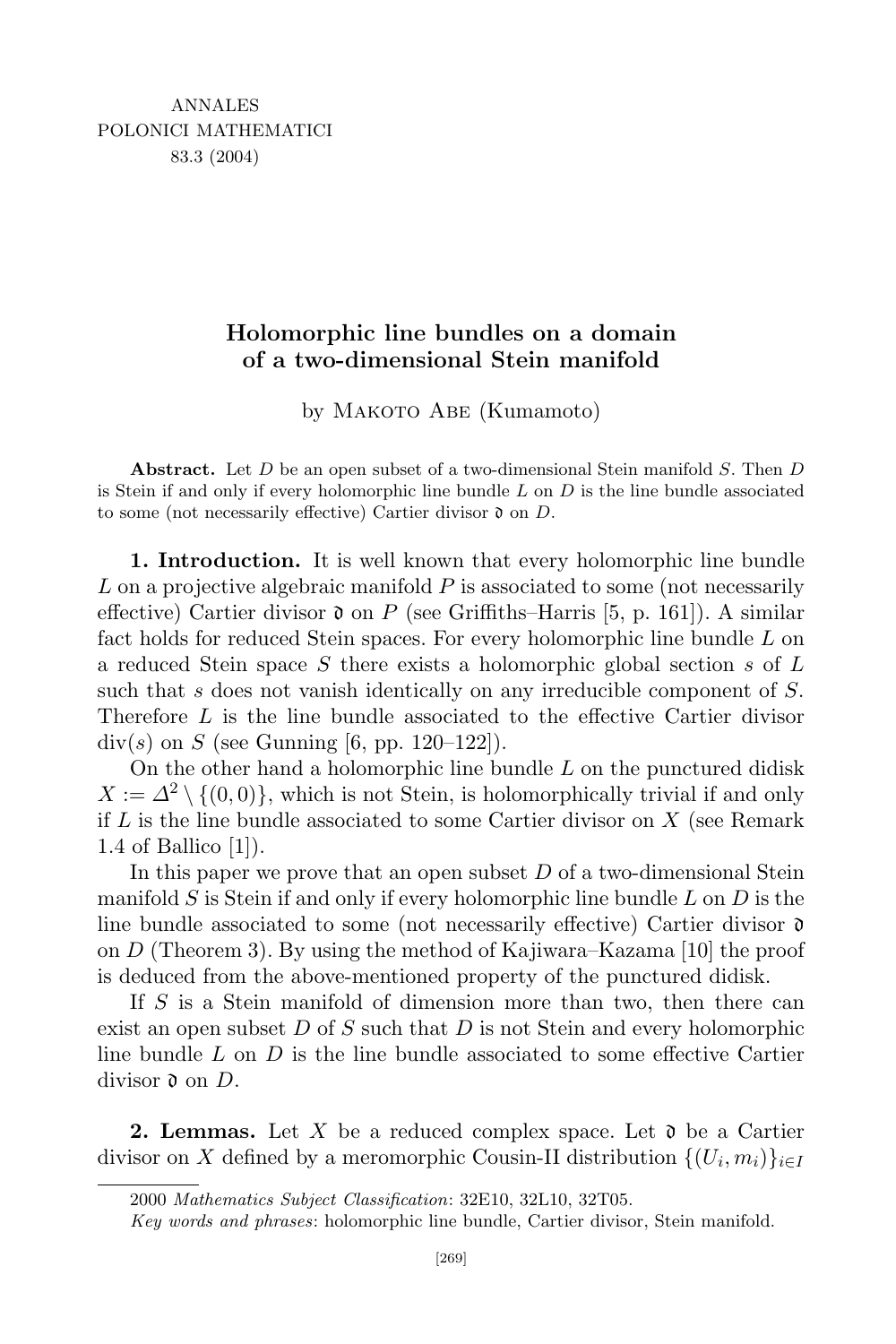# Holomorphic line bundles on a domain of a two-dimensional Stein manifold

by Makoto Abe (Kumamoto)

**Abstract.** Let $D$ be an open subset of a two-dimensional Stein manifold $S$. Then $D$ is Stein if and only if every holomorphic line bundle $L$ on $D$ is the line bundle associated to some (not necessarily effective) Cartier divisor $\mathfrak{d}$ on $D$.

**1. Introduction.** It is well known that every holomorphic line bundle $L$ on a projective algebraic manifold $P$ is associated to some (not necessarily effective) Cartier divisor $\mathfrak{d}$ on $P$ (see Griffiths–Harris [5, p. 161]). A similar fact holds for reduced Stein spaces. For every holomorphic line bundle $L$ on a reduced Stein space $S$ there exists a holomorphic global section $s$ of $L$ such that $s$ does not vanish identically on any irreducible component of $S$. Therefore $L$ is the line bundle associated to the effective Cartier divisor $\operatorname{div}(s)$ on $S$ (see Gunning [6, pp. 120–122]).

On the other hand a holomorphic line bundle $L$ on the punctured didisk $X := \Delta^2 \setminus \{(0,0)\}$, which is not Stein, is holomorphically trivial if and only if $L$ is the line bundle associated to some Cartier divisor on $X$ (see Remark 1.4 of Ballico [1]).

In this paper we prove that an open subset $D$ of a two-dimensional Stein manifold $S$ is Stein if and only if every holomorphic line bundle $L$ on $D$ is the line bundle associated to some (not necessarily effective) Cartier divisor $\mathfrak{d}$ on $D$ (Theorem 3). By using the method of Kajiwara–Kazama [10] the proof is deduced from the above-mentioned property of the punctured didisk.

If $S$ is a Stein manifold of dimension more than two, then there can exist an open subset $D$ of $S$ such that $D$ is not Stein and every holomorphic line bundle $L$ on $D$ is the line bundle associated to some effective Cartier divisor $\mathfrak{d}$ on $D$.

**2. Lemmas.** Let $X$ be a reduced complex space. Let $\mathfrak{d}$ be a Cartier divisor on $X$ defined by a meromorphic Cousin-II distribution $\{(U_i, m_i)\}_{i \in I}$

---

2000 *Mathematics Subject Classification*: 32E10, 32L10, 32T05.

*Key words and phrases*: holomorphic line bundle, Cartier divisor, Stein manifold.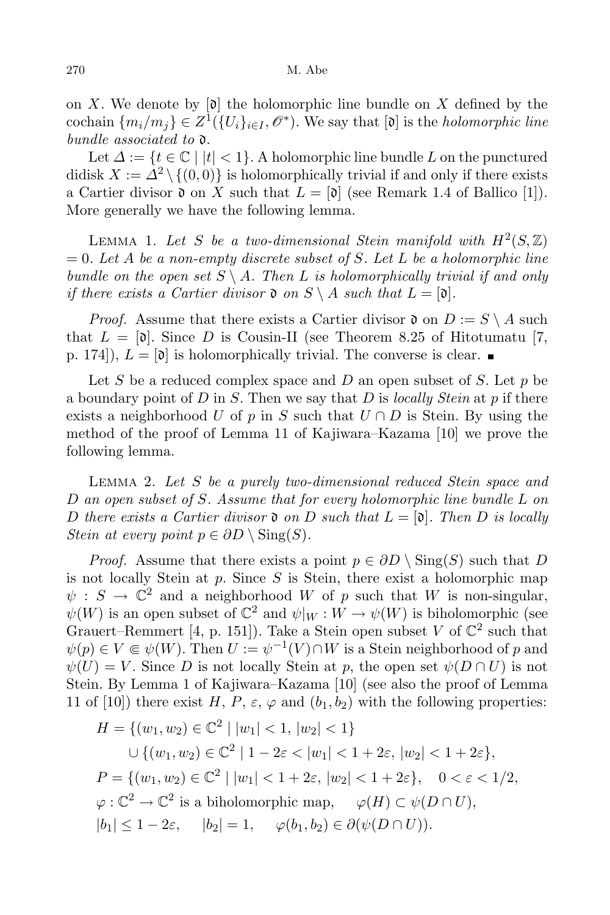on $X$. We denote by $[\mathfrak{d}]$ the holomorphic line bundle on $X$ defined by the cochain $\{m_i/m_j\} \in Z^1(\{U_i\}_{i\in I}, \mathscr{O}^*)$. We say that $[\mathfrak{d}]$ is the *holomorphic line bundle associated to* $\mathfrak{d}$.

Let $\Delta := \{t \in \mathbb{C} \mid |t| < 1\}$. A holomorphic line bundle $L$ on the punctured didisk $X := \Delta^2 \setminus \{(0,0)\}$ is holomorphically trivial if and only if there exists a Cartier divisor $\mathfrak{d}$ on $X$ such that $L = [\mathfrak{d}]$ (see Remark 1.4 of Ballico [1]). More generally we have the following lemma.

Lemma 1. *Let $S$ be a two-dimensional Stein manifold with $H^2(S,\mathbb{Z}) = 0$. Let $A$ be a non-empty discrete subset of $S$. Let $L$ be a holomorphic line bundle on the open set $S \setminus A$. Then $L$ is holomorphically trivial if and only if there exists a Cartier divisor $\mathfrak{d}$ on $S \setminus A$ such that $L = [\mathfrak{d}]$.*

*Proof.* Assume that there exists a Cartier divisor $\mathfrak{d}$ on $D := S \setminus A$ such that $L = [\mathfrak{d}]$. Since $D$ is Cousin-II (see Theorem 8.25 of Hitotumatu [7, p. 174]), $L = [\mathfrak{d}]$ is holomorphically trivial. The converse is clear. ∎

Let $S$ be a reduced complex space and $D$ an open subset of $S$. Let $p$ be a boundary point of $D$ in $S$. Then we say that $D$ is *locally Stein* at $p$ if there exists a neighborhood $U$ of $p$ in $S$ such that $U \cap D$ is Stein. By using the method of the proof of Lemma 11 of Kajiwara–Kazama [10] we prove the following lemma.

Lemma 2. *Let $S$ be a purely two-dimensional reduced Stein space and $D$ an open subset of $S$. Assume that for every holomorphic line bundle $L$ on $D$ there exists a Cartier divisor $\mathfrak{d}$ on $D$ such that $L = [\mathfrak{d}]$. Then $D$ is locally Stein at every point $p \in \partial D \setminus \operatorname{Sing}(S)$.*

*Proof.* Assume that there exists a point $p \in \partial D \setminus \operatorname{Sing}(S)$ such that $D$ is not locally Stein at $p$. Since $S$ is Stein, there exist a holomorphic map $\psi : S \to \mathbb{C}^2$ and a neighborhood $W$ of $p$ such that $W$ is non-singular, $\psi(W)$ is an open subset of $\mathbb{C}^2$ and $\psi|_W : W \to \psi(W)$ is biholomorphic (see Grauert–Remmert [4, p. 151]). Take a Stein open subset $V$ of $\mathbb{C}^2$ such that $\psi(p) \in V \Subset \psi(W)$. Then $U := \psi^{-1}(V) \cap W$ is a Stein neighborhood of $p$ and $\psi(U) = V$. Since $D$ is not locally Stein at $p$, the open set $\psi(D \cap U)$ is not Stein. By Lemma 1 of Kajiwara–Kazama [10] (see also the proof of Lemma 11 of [10]) there exist $H$, $P$, $\varepsilon$, $\varphi$ and $(b_1, b_2)$ with the following properties:

$$
\begin{aligned}
H &= \{(w_1,w_2) \in \mathbb{C}^2 \mid |w_1| < 1,\ |w_2| < 1\} \\
&\quad \cup \{(w_1,w_2) \in \mathbb{C}^2 \mid 1 - 2\varepsilon < |w_1| < 1 + 2\varepsilon,\ |w_2| < 1 + 2\varepsilon\}, \\
P &= \{(w_1,w_2) \in \mathbb{C}^2 \mid |w_1| < 1 + 2\varepsilon,\ |w_2| < 1 + 2\varepsilon\}, \quad 0 < \varepsilon < 1/2, \\
&\varphi : \mathbb{C}^2 \to \mathbb{C}^2 \text{ is a biholomorphic map}, \quad \varphi(H) \subset \psi(D \cap U), \\
&|b_1| \le 1 - 2\varepsilon, \quad |b_2| = 1, \quad \varphi(b_1,b_2) \in \partial(\psi(D \cap U)).
\end{aligned}
$$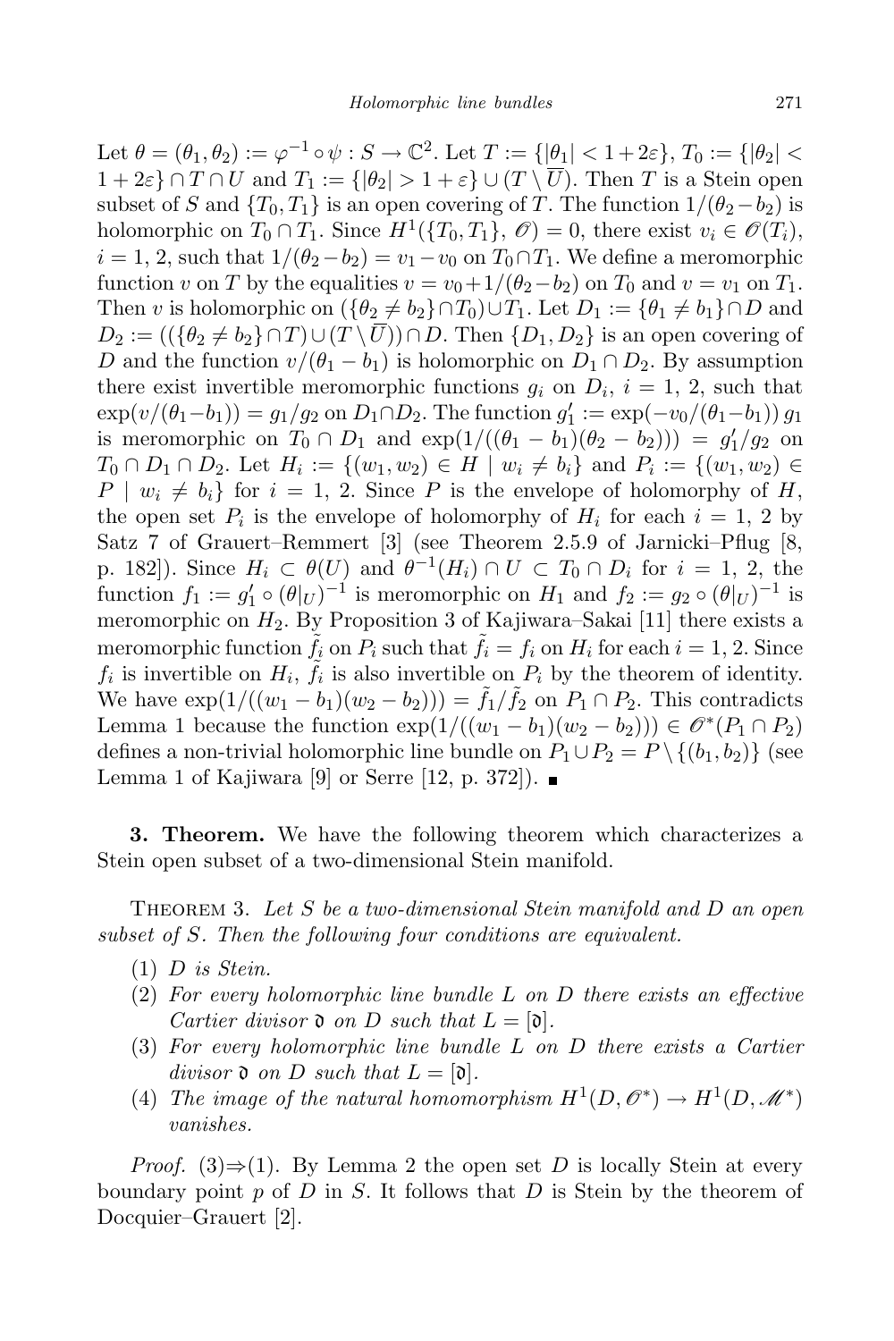Let $\theta = (\theta_1, \theta_2) := \varphi^{-1} \circ \psi : S \to \mathbb{C}^2$. Let $T := \{|\theta_1| < 1 + 2\varepsilon\}$, $T_0 := \{|\theta_2| < 1 + 2\varepsilon\} \cap T \cap U$ and $T_1 := \{|\theta_2| > 1 + \varepsilon\} \cup (T \setminus \overline{U})$. Then $T$ is a Stein open subset of $S$ and $\{T_0, T_1\}$ is an open covering of $T$. The function $1/(\theta_2 - b_2)$ is holomorphic on $T_0 \cap T_1$. Since $H^1(\{T_0, T_1\}, \mathscr{O}) = 0$, there exist $v_i \in \mathscr{O}(T_i)$, $i = 1, 2$, such that $1/(\theta_2 - b_2) = v_1 - v_0$ on $T_0 \cap T_1$. We define a meromorphic function $v$ on $T$ by the equalities $v = v_0 + 1/(\theta_2 - b_2)$ on $T_0$ and $v = v_1$ on $T_1$. Then $v$ is holomorphic on $(\{\theta_2 \neq b_2\} \cap T_0) \cup T_1$. Let $D_1 := \{\theta_1 \neq b_1\} \cap D$ and $D_2 := ((\{\theta_2 \neq b_2\} \cap T) \cup (T \setminus \overline{U})) \cap D$. Then $\{D_1, D_2\}$ is an open covering of $D$ and the function $v/(\theta_1 - b_1)$ is holomorphic on $D_1 \cap D_2$. By assumption there exist invertible meromorphic functions $g_i$ on $D_i$, $i = 1, 2$, such that $\exp(v/(\theta_1 - b_1)) = g_1/g_2$ on $D_1 \cap D_2$. The function $g_1' := \exp(-v_0/(\theta_1 - b_1))\, g_1$ is meromorphic on $T_0 \cap D_1$ and $\exp(1/((\theta_1 - b_1)(\theta_2 - b_2))) = g_1'/g_2$ on $T_0 \cap D_1 \cap D_2$. Let $H_i := \{(w_1, w_2) \in H \mid w_i \neq b_i\}$ and $P_i := \{(w_1, w_2) \in P \mid w_i \neq b_i\}$ for $i = 1, 2$. Since $P$ is the envelope of holomorphy of $H$, the open set $P_i$ is the envelope of holomorphy of $H_i$ for each $i = 1, 2$ by Satz 7 of Grauert–Remmert [3] (see Theorem 2.5.9 of Jarnicki–Pflug [8, p. 182]). Since $H_i \subset \theta(U)$ and $\theta^{-1}(H_i) \cap U \subset T_0 \cap D_i$ for $i = 1, 2$, the function $f_1 := g_1' \circ (\theta|_U)^{-1}$ is meromorphic on $H_1$ and $f_2 := g_2 \circ (\theta|_U)^{-1}$ is meromorphic on $H_2$. By Proposition 3 of Kajiwara–Sakai [11] there exists a meromorphic function $\tilde{f}_i$ on $P_i$ such that $\tilde{f}_i = f_i$ on $H_i$ for each $i = 1, 2$. Since $f_i$ is invertible on $H_i$, $\tilde{f}_i$ is also invertible on $P_i$ by the theorem of identity. We have $\exp(1/((w_1 - b_1)(w_2 - b_2))) = \tilde{f}_1/\tilde{f}_2$ on $P_1 \cap P_2$. This contradicts Lemma 1 because the function $\exp(1/((w_1 - b_1)(w_2 - b_2))) \in \mathscr{O}^*(P_1 \cap P_2)$ defines a non-trivial holomorphic line bundle on $P_1 \cup P_2 = P \setminus \{(b_1, b_2)\}$ (see Lemma 1 of Kajiwara [9] or Serre [12, p. 372]). ∎

**3. Theorem.** We have the following theorem which characterizes a Stein open subset of a two-dimensional Stein manifold.

THEOREM 3. *Let $S$ be a two-dimensional Stein manifold and $D$ an open subset of $S$. Then the following four conditions are equivalent.*

(1) *$D$ is Stein.*
(2) *For every holomorphic line bundle $L$ on $D$ there exists an effective Cartier divisor $\mathfrak{d}$ on $D$ such that $L = [\mathfrak{d}]$.*
(3) *For every holomorphic line bundle $L$ on $D$ there exists a Cartier divisor $\mathfrak{d}$ on $D$ such that $L = [\mathfrak{d}]$.*
(4) *The image of the natural homomorphism $H^1(D, \mathscr{O}^*) \to H^1(D, \mathscr{M}^*)$ vanishes.*

*Proof.* (3)⇒(1). By Lemma 2 the open set $D$ is locally Stein at every boundary point $p$ of $D$ in $S$. It follows that $D$ is Stein by the theorem of Docquier–Grauert [2].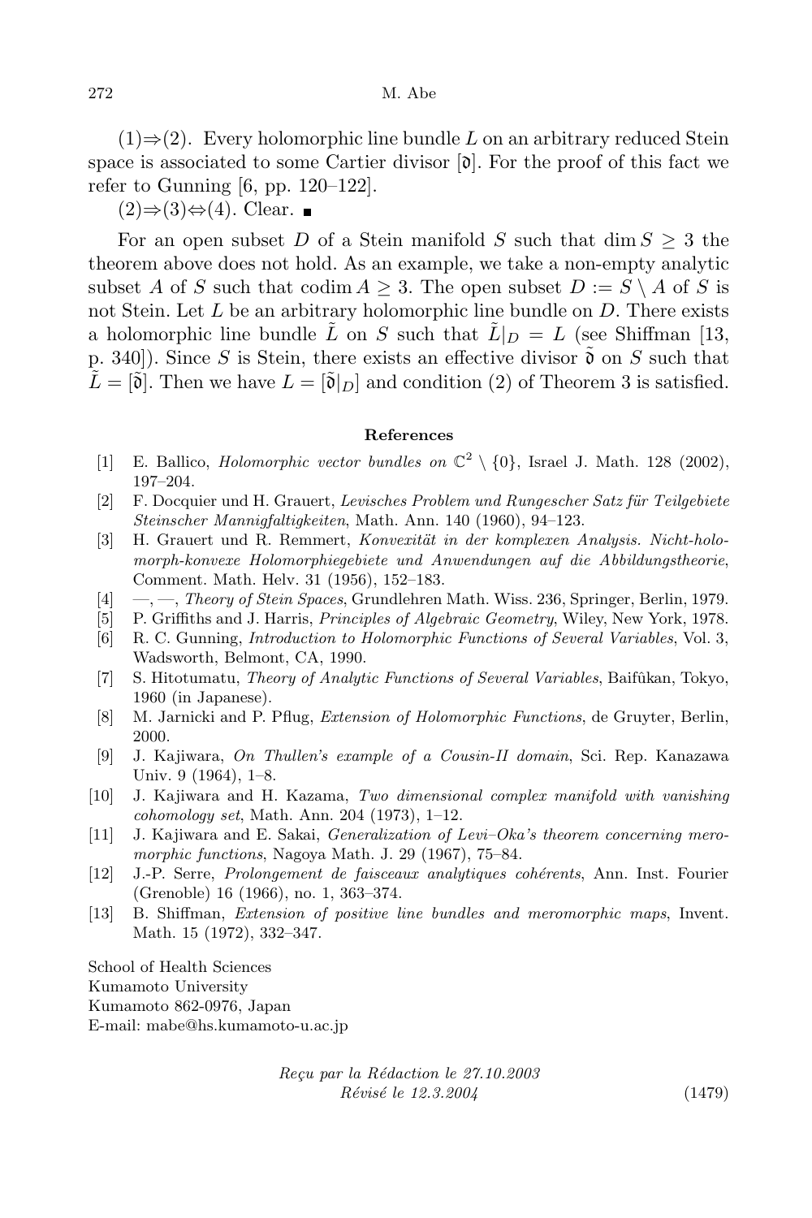(1)⇒(2). Every holomorphic line bundle $L$ on an arbitrary reduced Stein space is associated to some Cartier divisor $[\mathfrak{d}]$. For the proof of this fact we refer to Gunning [6, pp. 120–122].

(2)⇒(3)⇔(4). Clear. ∎

For an open subset $D$ of a Stein manifold $S$ such that $\dim S \geq 3$ the theorem above does not hold. As an example, we take a non-empty analytic subset $A$ of $S$ such that $\operatorname{codim} A \geq 3$. The open subset $D := S \setminus A$ of $S$ is not Stein. Let $L$ be an arbitrary holomorphic line bundle on $D$. There exists a holomorphic line bundle $\tilde{L}$ on $S$ such that $\tilde{L}|_D = L$ (see Shiffman [13, p. 340]). Since $S$ is Stein, there exists an effective divisor $\tilde{\mathfrak{d}}$ on $S$ such that $\tilde{L} = [\tilde{\mathfrak{d}}]$. Then we have $L = [\tilde{\mathfrak{d}}|_D]$ and condition (2) of Theorem 3 is satisfied.

## References

[1] E. Ballico, *Holomorphic vector bundles on* $\mathbb{C}^2 \setminus \{0\}$, Israel J. Math. 128 (2002), 197–204.

[2] F. Docquier und H. Grauert, *Levisches Problem und Rungescher Satz für Teilgebiete Steinscher Mannigfaltigkeiten*, Math. Ann. 140 (1960), 94–123.

[3] H. Grauert und R. Remmert, *Konvexität in der komplexen Analysis. Nicht-holomorph-konvexe Holomorphiegebiete und Anwendungen auf die Abbildungstheorie*, Comment. Math. Helv. 31 (1956), 152–183.

[4] —, —, *Theory of Stein Spaces*, Grundlehren Math. Wiss. 236, Springer, Berlin, 1979.

[5] P. Griffiths and J. Harris, *Principles of Algebraic Geometry*, Wiley, New York, 1978.

[6] R. C. Gunning, *Introduction to Holomorphic Functions of Several Variables*, Vol. 3, Wadsworth, Belmont, CA, 1990.

[7] S. Hitotumatu, *Theory of Analytic Functions of Several Variables*, Baifûkan, Tokyo, 1960 (in Japanese).

[8] M. Jarnicki and P. Pflug, *Extension of Holomorphic Functions*, de Gruyter, Berlin, 2000.

[9] J. Kajiwara, *On Thullen's example of a Cousin-II domain*, Sci. Rep. Kanazawa Univ. 9 (1964), 1–8.

[10] J. Kajiwara and H. Kazama, *Two dimensional complex manifold with vanishing cohomology set*, Math. Ann. 204 (1973), 1–12.

[11] J. Kajiwara and E. Sakai, *Generalization of Levi–Oka's theorem concerning meromorphic functions*, Nagoya Math. J. 29 (1967), 75–84.

[12] J.-P. Serre, *Prolongement de faisceaux analytiques cohérents*, Ann. Inst. Fourier (Grenoble) 16 (1966), no. 1, 363–374.

[13] B. Shiffman, *Extension of positive line bundles and meromorphic maps*, Invent. Math. 15 (1972), 332–347.

School of Health Sciences
Kumamoto University
Kumamoto 862-0976, Japan
E-mail: mabe@hs.kumamoto-u.ac.jp

*Reçu par la Rédaction le 27.10.2003*
*Révisé le 12.3.2004* (1479)